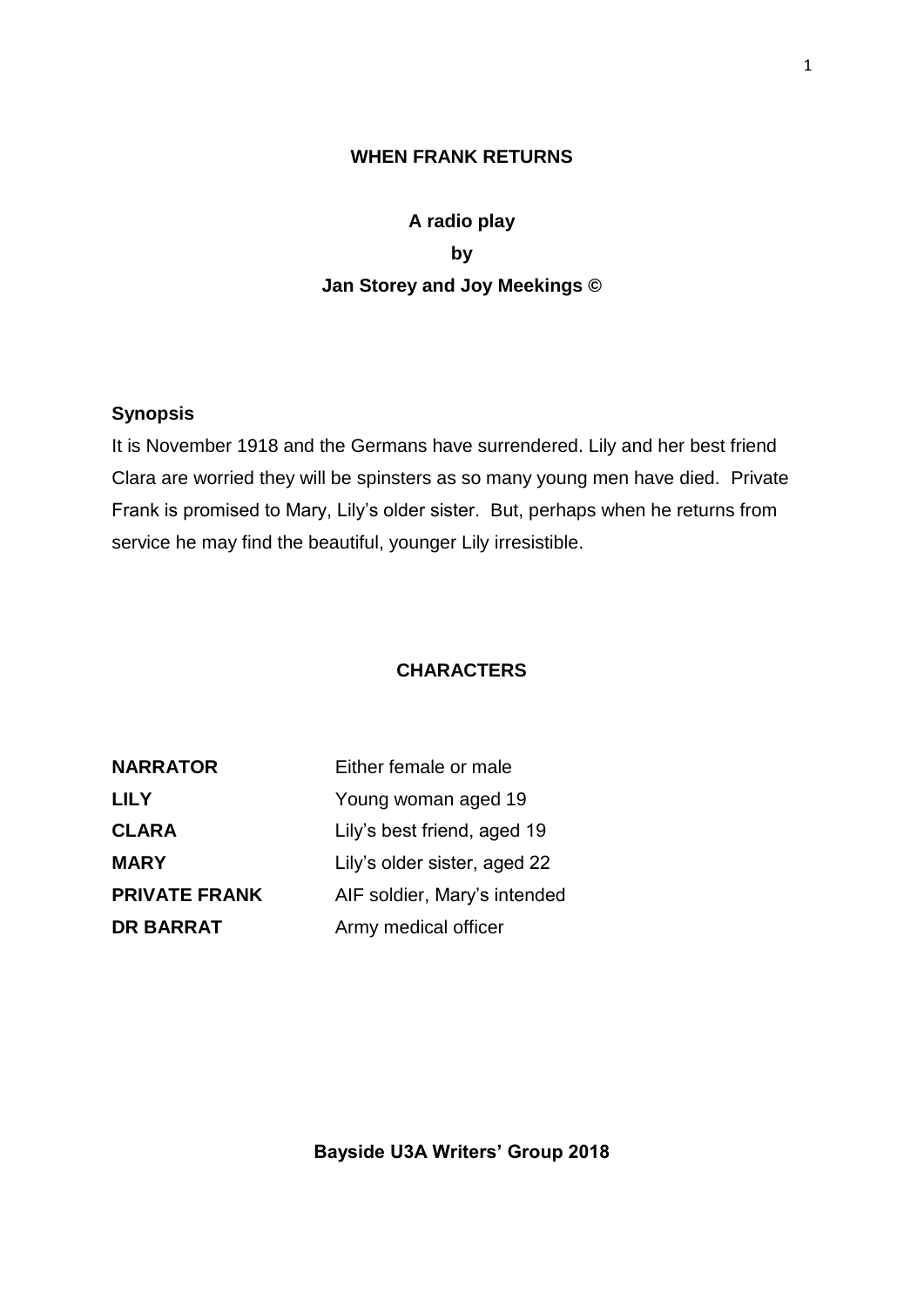# WHEN FRANK RETURNS

**A radio play**

**by**

**Jan Storey and Joy Meekings ©**

## Synopsis

It is November 1918 and the Germans have surrendered. Lily and her best friend Clara are worried they will be spinsters as so many young men have died. Private Frank is promised to Mary, Lily's older sister. But, perhaps when he returns from service he may find the beautiful, younger Lily irresistible.

## CHARACTERS

| | |
|---|---|
| **NARRATOR** | Either female or male |
| **LILY** | Young woman aged 19 |
| **CLARA** | Lily's best friend, aged 19 |
| **MARY** | Lily's older sister, aged 22 |
| **PRIVATE FRANK** | AIF soldier, Mary's intended |
| **DR BARRAT** | Army medical officer |

**Bayside U3A Writers' Group 2018**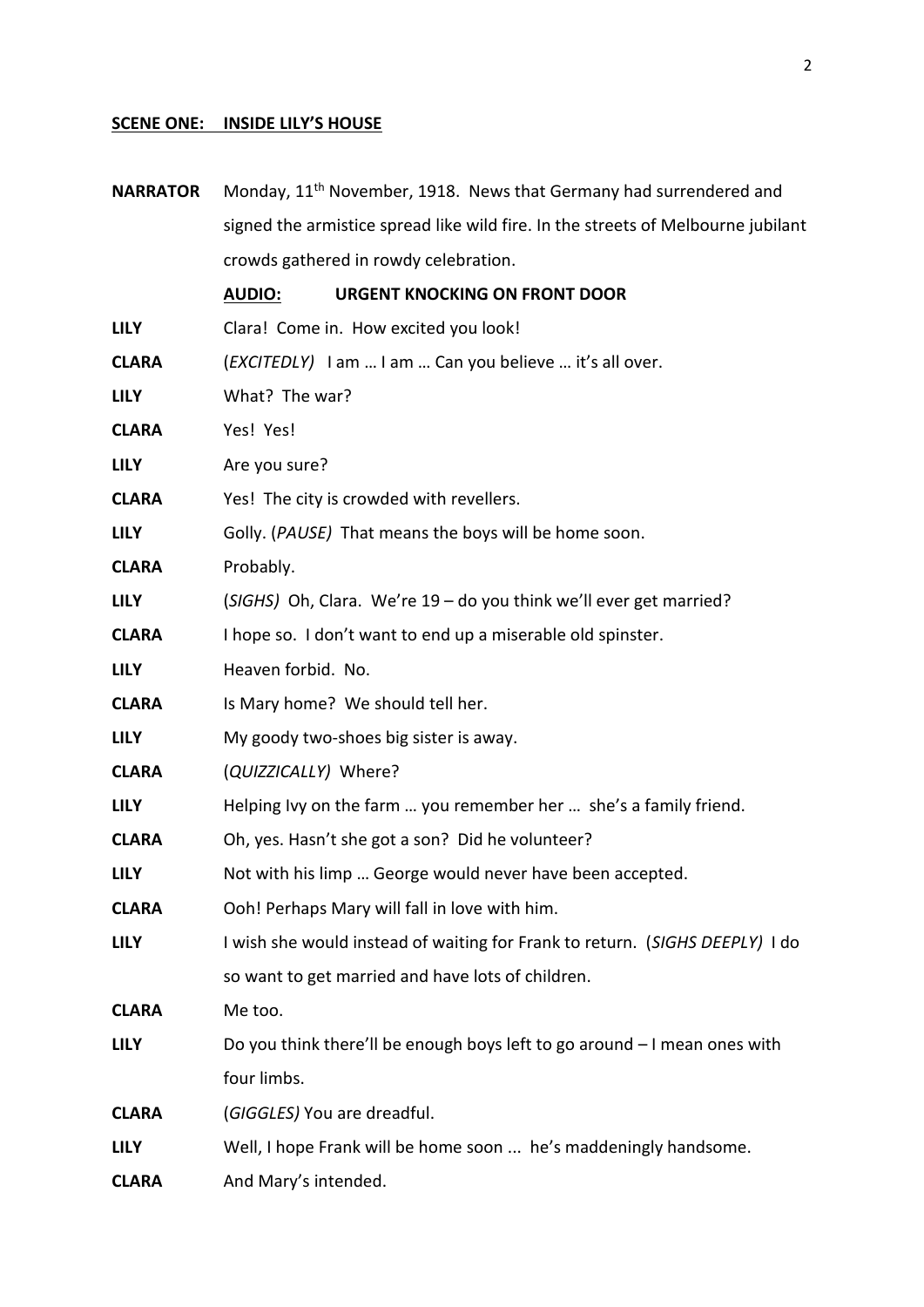**SCENE ONE: INSIDE LILY'S HOUSE**

**NARRATOR** Monday, 11th November, 1918. News that Germany had surrendered and signed the armistice spread like wild fire. In the streets of Melbourne jubilant crowds gathered in rowdy celebration.

**AUDIO: URGENT KNOCKING ON FRONT DOOR**

**LILY** Clara! Come in. How excited you look!

**CLARA** (*EXCITEDLY*) I am … I am … Can you believe … it's all over.

**LILY** What? The war?

**CLARA** Yes! Yes!

**LILY** Are you sure?

**CLARA** Yes! The city is crowded with revellers.

**LILY** Golly. (*PAUSE*) That means the boys will be home soon.

**CLARA** Probably.

**LILY** (*SIGHS*) Oh, Clara. We're 19 – do you think we'll ever get married?

**CLARA** I hope so. I don't want to end up a miserable old spinster.

**LILY** Heaven forbid. No.

**CLARA** Is Mary home? We should tell her.

**LILY** My goody two-shoes big sister is away.

**CLARA** (*QUIZZICALLY*) Where?

**LILY** Helping Ivy on the farm … you remember her … she's a family friend.

**CLARA** Oh, yes. Hasn't she got a son? Did he volunteer?

**LILY** Not with his limp … George would never have been accepted.

**CLARA** Ooh! Perhaps Mary will fall in love with him.

**LILY** I wish she would instead of waiting for Frank to return. (*SIGHS DEEPLY*) I do so want to get married and have lots of children.

**CLARA** Me too.

**LILY** Do you think there'll be enough boys left to go around – I mean ones with four limbs.

**CLARA** (*GIGGLES*) You are dreadful.

**LILY** Well, I hope Frank will be home soon ... he's maddeningly handsome.

**CLARA** And Mary's intended.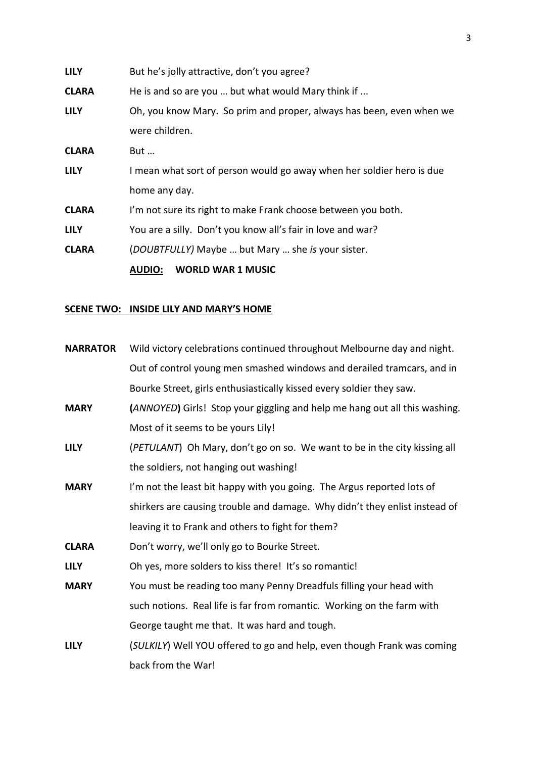**LILY** But he's jolly attractive, don't you agree?

**CLARA** He is and so are you … but what would Mary think if ...

**LILY** Oh, you know Mary. So prim and proper, always has been, even when we were children.

**CLARA** But …

**LILY** I mean what sort of person would go away when her soldier hero is due home any day.

**CLARA** I'm not sure its right to make Frank choose between you both.

**LILY** You are a silly. Don't you know all's fair in love and war?

**CLARA** (*DOUBTFULLY)* Maybe … but Mary … she *is* your sister.

**<u>AUDIO:</u> WORLD WAR 1 MUSIC**

**<u>SCENE TWO: INSIDE LILY AND MARY'S HOME</u>**

**NARRATOR** Wild victory celebrations continued throughout Melbourne day and night. Out of control young men smashed windows and derailed tramcars, and in Bourke Street, girls enthusiastically kissed every soldier they saw.

**MARY** **(***ANNOYED***)** Girls! Stop your giggling and help me hang out all this washing. Most of it seems to be yours Lily!

**LILY** (*PETULANT*) Oh Mary, don't go on so. We want to be in the city kissing all the soldiers, not hanging out washing!

**MARY** I'm not the least bit happy with you going. The Argus reported lots of shirkers are causing trouble and damage. Why didn't they enlist instead of leaving it to Frank and others to fight for them?

**CLARA** Don't worry, we'll only go to Bourke Street.

**LILY** Oh yes, more solders to kiss there! It's so romantic!

**MARY** You must be reading too many Penny Dreadfuls filling your head with such notions. Real life is far from romantic. Working on the farm with George taught me that. It was hard and tough.

**LILY** (*SULKILY*) Well YOU offered to go and help, even though Frank was coming back from the War!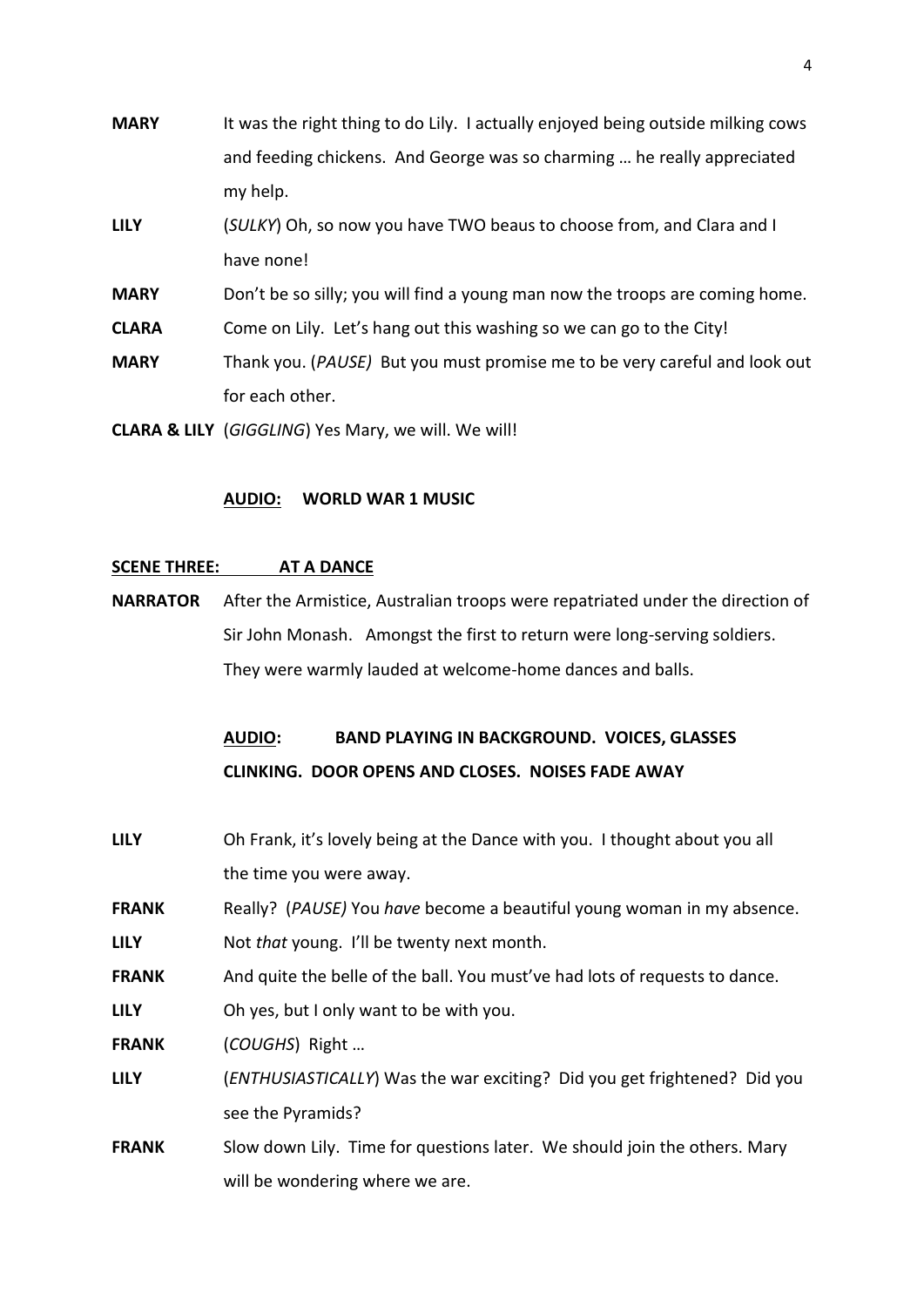**MARY** It was the right thing to do Lily. I actually enjoyed being outside milking cows and feeding chickens. And George was so charming … he really appreciated my help.

**LILY** (*SULKY*) Oh, so now you have TWO beaus to choose from, and Clara and I have none!

**MARY** Don't be so silly; you will find a young man now the troops are coming home.

**CLARA** Come on Lily. Let's hang out this washing so we can go to the City!

**MARY** Thank you. (*PAUSE)* But you must promise me to be very careful and look out for each other.

**CLARA & LILY** (*GIGGLING*) Yes Mary, we will. We will!

**<u>AUDIO:</u> WORLD WAR 1 MUSIC**

## <u>SCENE THREE: AT A DANCE</u>

**NARRATOR** After the Armistice, Australian troops were repatriated under the direction of Sir John Monash. Amongst the first to return were long-serving soldiers. They were warmly lauded at welcome-home dances and balls.

**<u>AUDIO</u>: BAND PLAYING IN BACKGROUND. VOICES, GLASSES CLINKING. DOOR OPENS AND CLOSES. NOISES FADE AWAY**

**LILY** Oh Frank, it's lovely being at the Dance with you. I thought about you all the time you were away.

**FRANK** Really? (*PAUSE)* You *have* become a beautiful young woman in my absence.

**LILY** Not *that* young. I'll be twenty next month.

**FRANK** And quite the belle of the ball. You must've had lots of requests to dance.

**LILY** Oh yes, but I only want to be with you.

**FRANK** (*COUGHS*) Right …

**LILY** (*ENTHUSIASTICALLY*) Was the war exciting? Did you get frightened? Did you see the Pyramids?

**FRANK** Slow down Lily. Time for questions later. We should join the others. Mary will be wondering where we are.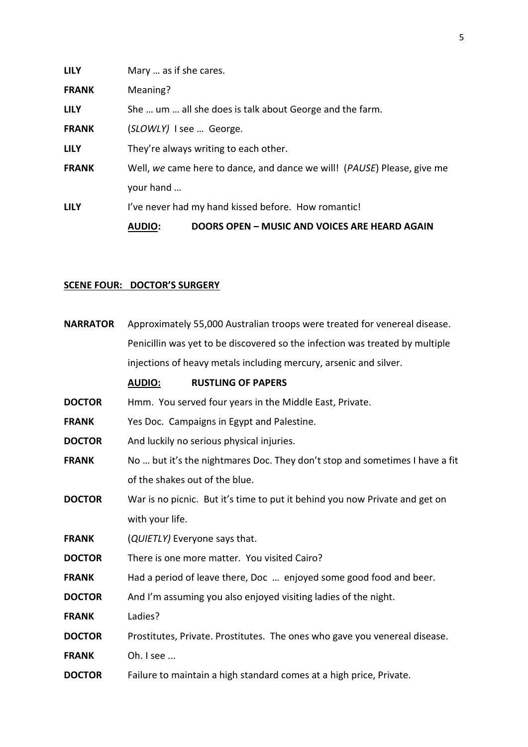**LILY** Mary … as if she cares.

**FRANK** Meaning?

**LILY** She … um … all she does is talk about George and the farm.

**FRANK** (*SLOWLY)* I see … George.

**LILY** They're always writing to each other.

**FRANK** Well, *we* came here to dance, and dance we will! (*PAUSE*) Please, give me your hand …

**LILY** I've never had my hand kissed before. How romantic!

**<u>AUDIO</u>: DOORS OPEN – MUSIC AND VOICES ARE HEARD AGAIN**

## <u>SCENE FOUR: DOCTOR'S SURGERY</u>

**NARRATOR** Approximately 55,000 Australian troops were treated for venereal disease. Penicillin was yet to be discovered so the infection was treated by multiple injections of heavy metals including mercury, arsenic and silver.

**<u>AUDIO:</u> RUSTLING OF PAPERS**

**DOCTOR** Hmm. You served four years in the Middle East, Private.

**FRANK** Yes Doc. Campaigns in Egypt and Palestine.

**DOCTOR** And luckily no serious physical injuries.

**FRANK** No … but it's the nightmares Doc. They don't stop and sometimes I have a fit of the shakes out of the blue.

**DOCTOR** War is no picnic. But it's time to put it behind you now Private and get on with your life.

**FRANK** (*QUIETLY)* Everyone says that.

**DOCTOR** There is one more matter. You visited Cairo?

**FRANK** Had a period of leave there, Doc … enjoyed some good food and beer.

**DOCTOR** And I'm assuming you also enjoyed visiting ladies of the night.

**FRANK** Ladies?

**DOCTOR** Prostitutes, Private. Prostitutes. The ones who gave you venereal disease.

**FRANK** Oh. I see ...

**DOCTOR** Failure to maintain a high standard comes at a high price, Private.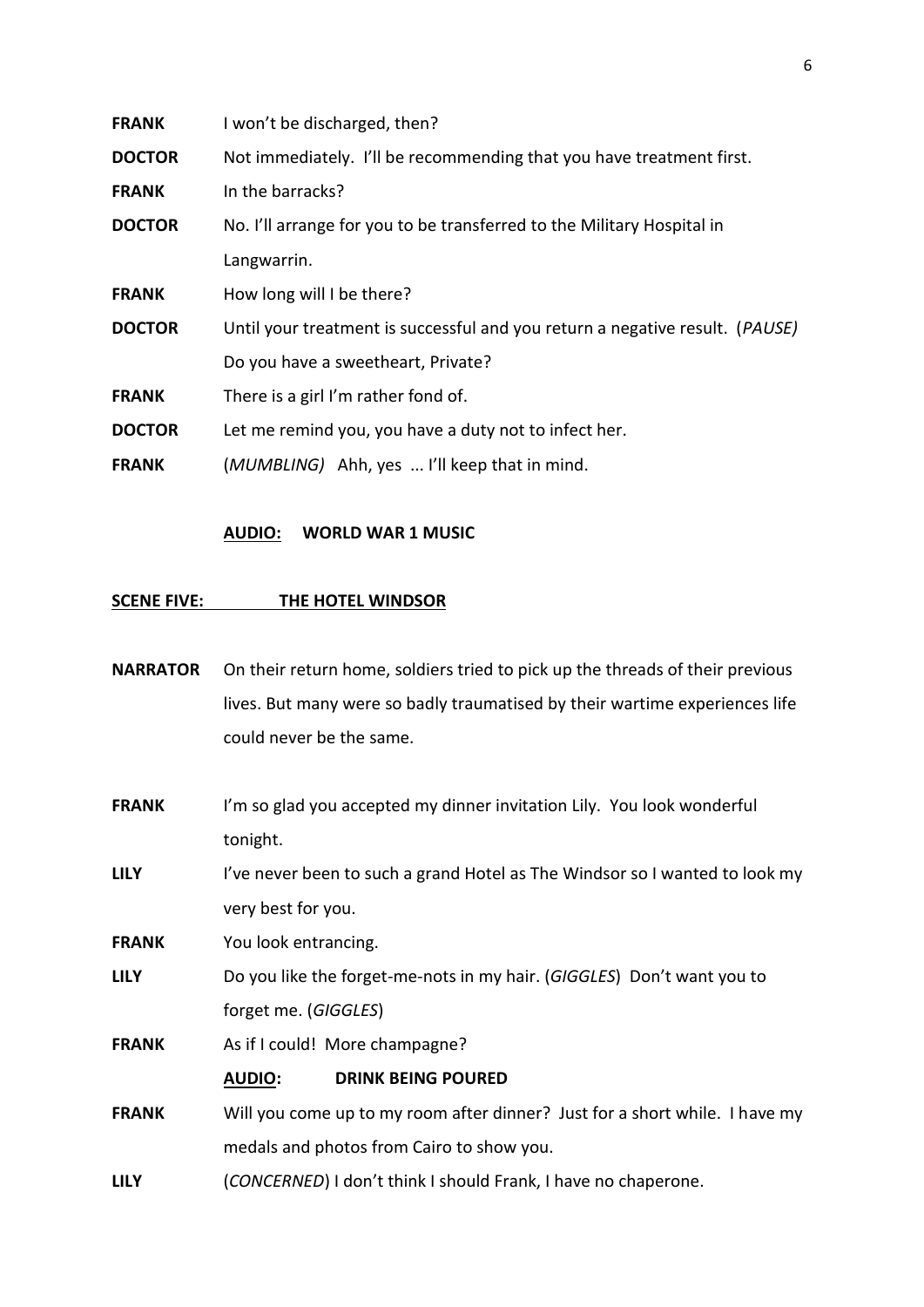**FRANK** I won't be discharged, then?

**DOCTOR** Not immediately. I'll be recommending that you have treatment first.

**FRANK** In the barracks?

**DOCTOR** No. I'll arrange for you to be transferred to the Military Hospital in Langwarrin.

**FRANK** How long will I be there?

**DOCTOR** Until your treatment is successful and you return a negative result. (*PAUSE)* Do you have a sweetheart, Private?

**FRANK** There is a girl I'm rather fond of.

**DOCTOR** Let me remind you, you have a duty not to infect her.

**FRANK** (*MUMBLING)* Ahh, yes ... I'll keep that in mind.

**<u>AUDIO:</u> WORLD WAR 1 MUSIC**

## <u>SCENE FIVE: THE HOTEL WINDSOR</u>

**NARRATOR** On their return home, soldiers tried to pick up the threads of their previous lives. But many were so badly traumatised by their wartime experiences life could never be the same.

**FRANK** I'm so glad you accepted my dinner invitation Lily. You look wonderful tonight.

**LILY** I've never been to such a grand Hotel as The Windsor so I wanted to look my very best for you.

**FRANK** You look entrancing.

**LILY** Do you like the forget-me-nots in my hair. (*GIGGLES*) Don't want you to forget me. (*GIGGLES*)

**FRANK** As if I could! More champagne?

**<u>AUDIO</u>: DRINK BEING POURED**

**FRANK** Will you come up to my room after dinner? Just for a short while. I have my medals and photos from Cairo to show you.

**LILY** (*CONCERNED*) I don't think I should Frank, I have no chaperone.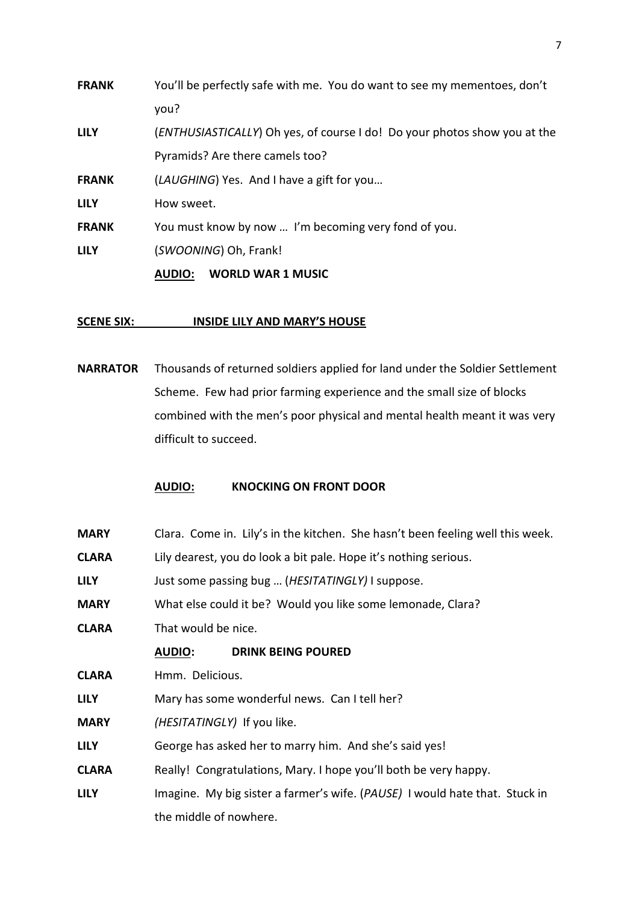**FRANK** You'll be perfectly safe with me. You do want to see my mementoes, don't you?

**LILY** (*ENTHUSIASTICALLY*) Oh yes, of course I do! Do your photos show you at the Pyramids? Are there camels too?

**FRANK** (*LAUGHING*) Yes. And I have a gift for you…

**LILY** How sweet.

**FRANK** You must know by now … I'm becoming very fond of you.

**LILY** (*SWOONING*) Oh, Frank!

**AUDIO: WORLD WAR 1 MUSIC**

## SCENE SIX: INSIDE LILY AND MARY'S HOUSE

**NARRATOR** Thousands of returned soldiers applied for land under the Soldier Settlement Scheme. Few had prior farming experience and the small size of blocks combined with the men's poor physical and mental health meant it was very difficult to succeed.

**AUDIO: KNOCKING ON FRONT DOOR**

**MARY** Clara. Come in. Lily's in the kitchen. She hasn't been feeling well this week.

**CLARA** Lily dearest, you do look a bit pale. Hope it's nothing serious.

**LILY** Just some passing bug … (*HESITATINGLY)* I suppose.

**MARY** What else could it be? Would you like some lemonade, Clara?

**CLARA** That would be nice.

**AUDIO: DRINK BEING POURED**

**CLARA** Hmm. Delicious.

**LILY** Mary has some wonderful news. Can I tell her?

**MARY** *(HESITATINGLY)* If you like.

**LILY** George has asked her to marry him. And she's said yes!

**CLARA** Really! Congratulations, Mary. I hope you'll both be very happy.

**LILY** Imagine. My big sister a farmer's wife. (*PAUSE)* I would hate that. Stuck in the middle of nowhere.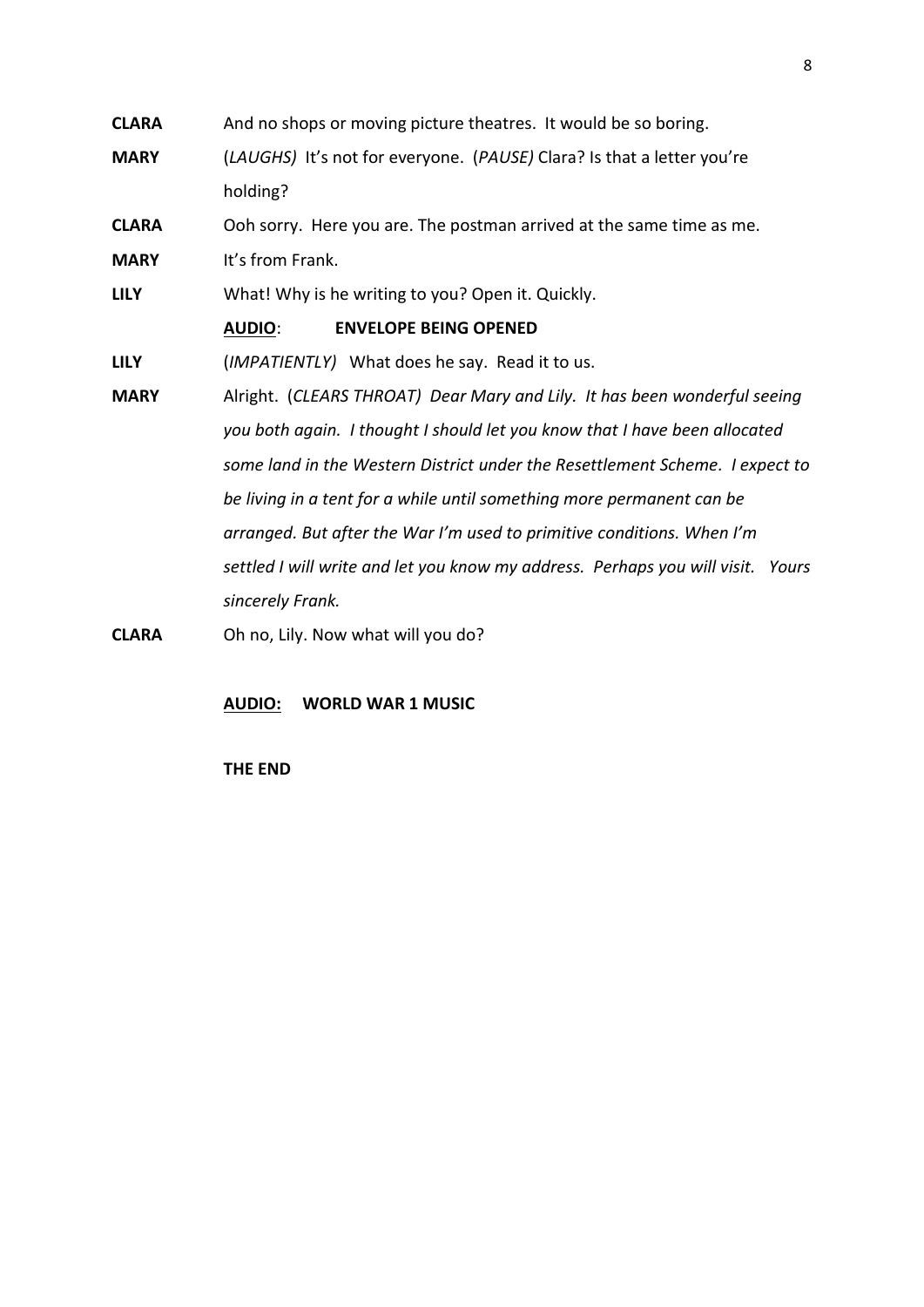**CLARA** And no shops or moving picture theatres. It would be so boring.

**MARY** (*LAUGHS)* It's not for everyone. (*PAUSE)* Clara? Is that a letter you're holding?

**CLARA** Ooh sorry. Here you are. The postman arrived at the same time as me.

**MARY** It's from Frank.

**LILY** What! Why is he writing to you? Open it. Quickly.

**<u>AUDIO</u>: ENVELOPE BEING OPENED**

**LILY** (*IMPATIENTLY)* What does he say. Read it to us.

**MARY** Alright. (*CLEARS THROAT) Dear Mary and Lily. It has been wonderful seeing you both again. I thought I should let you know that I have been allocated some land in the Western District under the Resettlement Scheme. I expect to be living in a tent for a while until something more permanent can be arranged. But after the War I'm used to primitive conditions. When I'm settled I will write and let you know my address. Perhaps you will visit. Yours sincerely Frank.*

**CLARA** Oh no, Lily. Now what will you do?

**<u>AUDIO:</u> WORLD WAR 1 MUSIC**

**THE END**